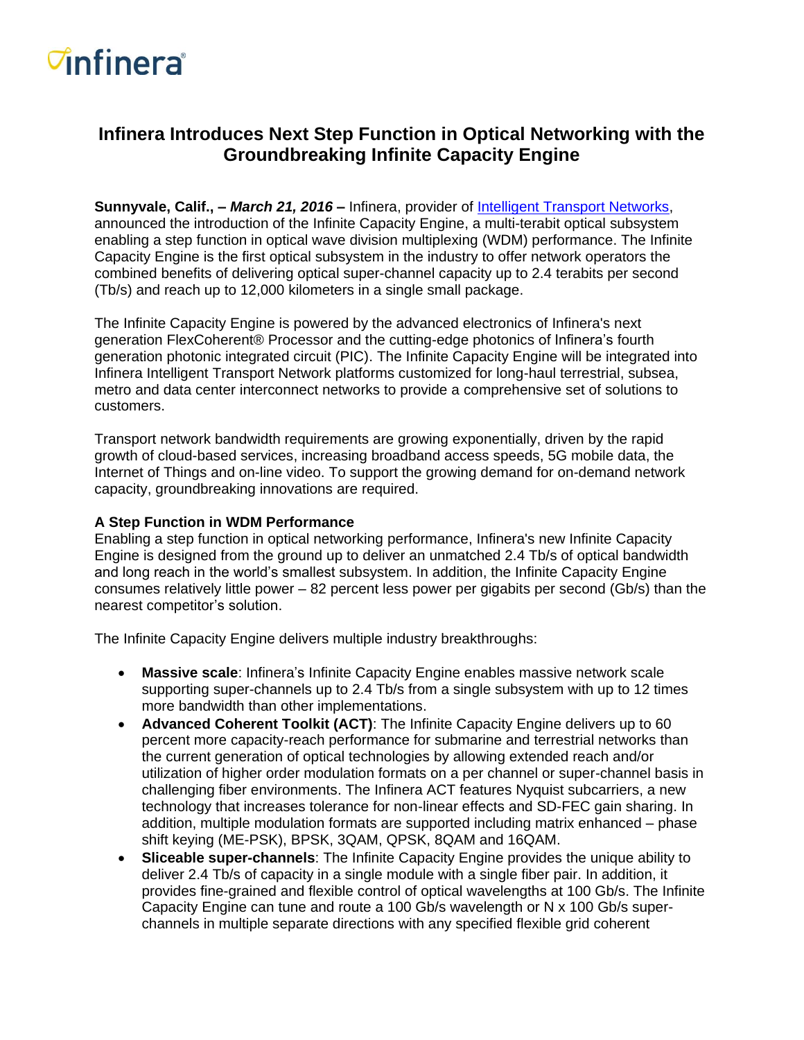# Infinera Introduces Next Step Function in Optical Networking with the Groundbreaking Infinite Capacity Engine

**Sunnyvale, Calif., –** ***March 21, 2016*** **–** Infinera, provider of [Intelligent Transport Networks](), announced the introduction of the Infinite Capacity Engine, a multi-terabit optical subsystem enabling a step function in optical wave division multiplexing (WDM) performance. The Infinite Capacity Engine is the first optical subsystem in the industry to offer network operators the combined benefits of delivering optical super-channel capacity up to 2.4 terabits per second (Tb/s) and reach up to 12,000 kilometers in a single small package.

The Infinite Capacity Engine is powered by the advanced electronics of Infinera's next generation FlexCoherent® Processor and the cutting-edge photonics of Infinera's fourth generation photonic integrated circuit (PIC). The Infinite Capacity Engine will be integrated into Infinera Intelligent Transport Network platforms customized for long-haul terrestrial, subsea, metro and data center interconnect networks to provide a comprehensive set of solutions to customers.

Transport network bandwidth requirements are growing exponentially, driven by the rapid growth of cloud-based services, increasing broadband access speeds, 5G mobile data, the Internet of Things and on-line video. To support the growing demand for on-demand network capacity, groundbreaking innovations are required.

**A Step Function in WDM Performance**

Enabling a step function in optical networking performance, Infinera's new Infinite Capacity Engine is designed from the ground up to deliver an unmatched 2.4 Tb/s of optical bandwidth and long reach in the world's smallest subsystem. In addition, the Infinite Capacity Engine consumes relatively little power – 82 percent less power per gigabits per second (Gb/s) than the nearest competitor's solution.

The Infinite Capacity Engine delivers multiple industry breakthroughs:

- **Massive scale**: Infinera's Infinite Capacity Engine enables massive network scale supporting super-channels up to 2.4 Tb/s from a single subsystem with up to 12 times more bandwidth than other implementations.
- **Advanced Coherent Toolkit (ACT)**: The Infinite Capacity Engine delivers up to 60 percent more capacity-reach performance for submarine and terrestrial networks than the current generation of optical technologies by allowing extended reach and/or utilization of higher order modulation formats on a per channel or super-channel basis in challenging fiber environments. The Infinera ACT features Nyquist subcarriers, a new technology that increases tolerance for non-linear effects and SD-FEC gain sharing. In addition, multiple modulation formats are supported including matrix enhanced – phase shift keying (ME-PSK), BPSK, 3QAM, QPSK, 8QAM and 16QAM.
- **Sliceable super-channels**: The Infinite Capacity Engine provides the unique ability to deliver 2.4 Tb/s of capacity in a single module with a single fiber pair. In addition, it provides fine-grained and flexible control of optical wavelengths at 100 Gb/s. The Infinite Capacity Engine can tune and route a 100 Gb/s wavelength or N x 100 Gb/s super-channels in multiple separate directions with any specified flexible grid coherent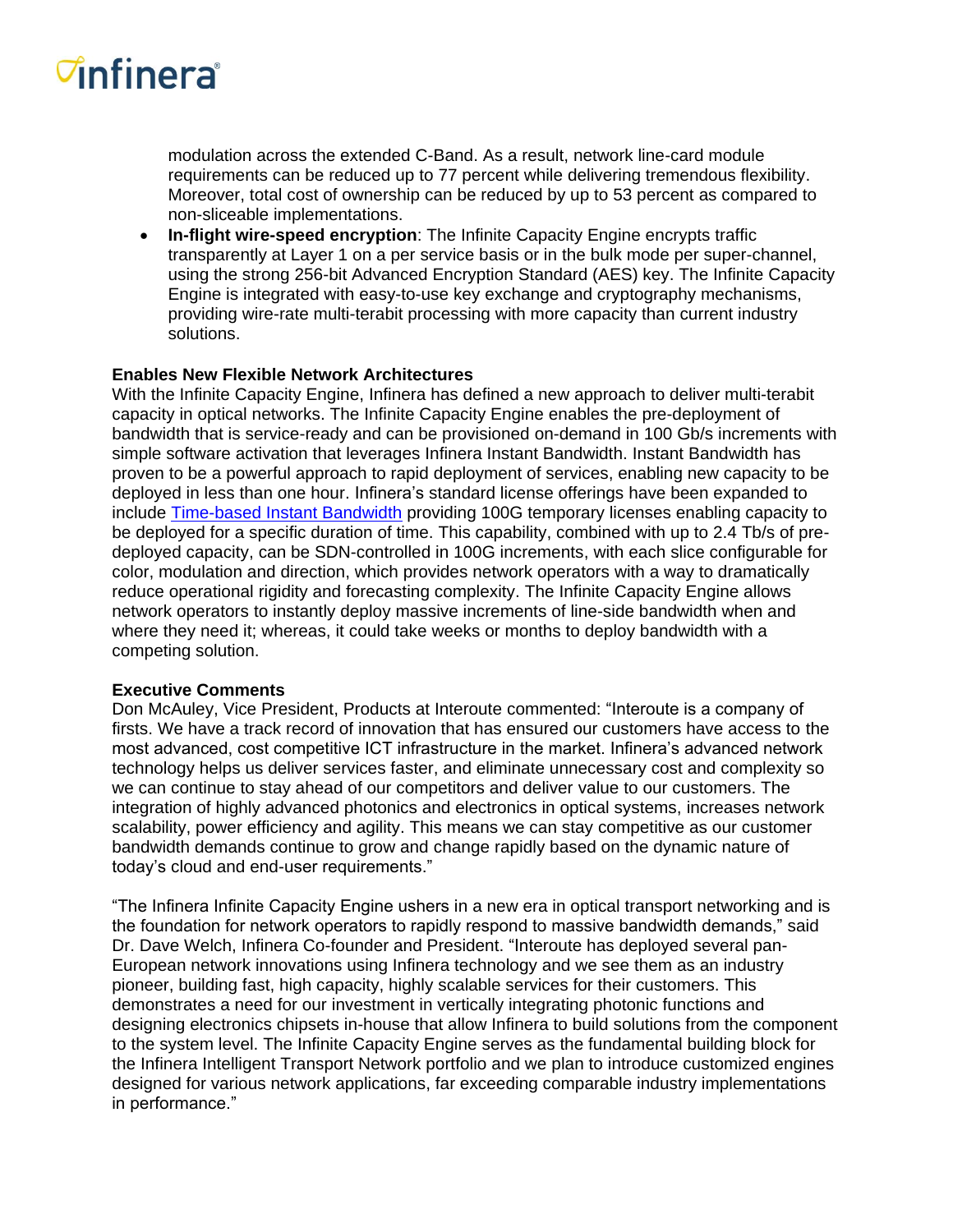modulation across the extended C-Band. As a result, network line-card module requirements can be reduced up to 77 percent while delivering tremendous flexibility. Moreover, total cost of ownership can be reduced by up to 53 percent as compared to non-sliceable implementations.

- **In-flight wire-speed encryption**: The Infinite Capacity Engine encrypts traffic transparently at Layer 1 on a per service basis or in the bulk mode per super-channel, using the strong 256-bit Advanced Encryption Standard (AES) key. The Infinite Capacity Engine is integrated with easy-to-use key exchange and cryptography mechanisms, providing wire-rate multi-terabit processing with more capacity than current industry solutions.

**Enables New Flexible Network Architectures**

With the Infinite Capacity Engine, Infinera has defined a new approach to deliver multi-terabit capacity in optical networks. The Infinite Capacity Engine enables the pre-deployment of bandwidth that is service-ready and can be provisioned on-demand in 100 Gb/s increments with simple software activation that leverages Infinera Instant Bandwidth. Instant Bandwidth has proven to be a powerful approach to rapid deployment of services, enabling new capacity to be deployed in less than one hour. Infinera's standard license offerings have been expanded to include Time-based Instant Bandwidth providing 100G temporary licenses enabling capacity to be deployed for a specific duration of time. This capability, combined with up to 2.4 Tb/s of pre-deployed capacity, can be SDN-controlled in 100G increments, with each slice configurable for color, modulation and direction, which provides network operators with a way to dramatically reduce operational rigidity and forecasting complexity. The Infinite Capacity Engine allows network operators to instantly deploy massive increments of line-side bandwidth when and where they need it; whereas, it could take weeks or months to deploy bandwidth with a competing solution.

**Executive Comments**

Don McAuley, Vice President, Products at Interoute commented: "Interoute is a company of firsts. We have a track record of innovation that has ensured our customers have access to the most advanced, cost competitive ICT infrastructure in the market. Infinera's advanced network technology helps us deliver services faster, and eliminate unnecessary cost and complexity so we can continue to stay ahead of our competitors and deliver value to our customers. The integration of highly advanced photonics and electronics in optical systems, increases network scalability, power efficiency and agility. This means we can stay competitive as our customer bandwidth demands continue to grow and change rapidly based on the dynamic nature of today's cloud and end-user requirements."

"The Infinera Infinite Capacity Engine ushers in a new era in optical transport networking and is the foundation for network operators to rapidly respond to massive bandwidth demands," said Dr. Dave Welch, Infinera Co-founder and President. "Interoute has deployed several pan-European network innovations using Infinera technology and we see them as an industry pioneer, building fast, high capacity, highly scalable services for their customers. This demonstrates a need for our investment in vertically integrating photonic functions and designing electronics chipsets in-house that allow Infinera to build solutions from the component to the system level. The Infinite Capacity Engine serves as the fundamental building block for the Infinera Intelligent Transport Network portfolio and we plan to introduce customized engines designed for various network applications, far exceeding comparable industry implementations in performance."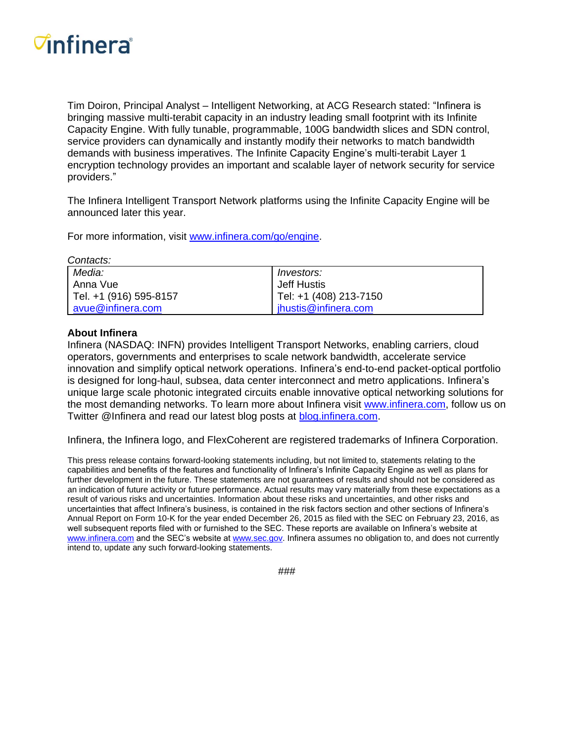Tim Doiron, Principal Analyst – Intelligent Networking, at ACG Research stated: “Infinera is bringing massive multi-terabit capacity in an industry leading small footprint with its Infinite Capacity Engine. With fully tunable, programmable, 100G bandwidth slices and SDN control, service providers can dynamically and instantly modify their networks to match bandwidth demands with business imperatives. The Infinite Capacity Engine’s multi-terabit Layer 1 encryption technology provides an important and scalable layer of network security for service providers.”

The Infinera Intelligent Transport Network platforms using the Infinite Capacity Engine will be announced later this year.

For more information, visit www.infinera.com/go/engine.

*Contacts:*

| | |
|---|---|
| *Media:* | *Investors:* |
| Anna Vue | Jeff Hustis |
| Tel. +1 (916) 595-8157 | Tel: +1 (408) 213-7150 |
| avue@infinera.com | jhustis@infinera.com |

**About Infinera**

Infinera (NASDAQ: INFN) provides Intelligent Transport Networks, enabling carriers, cloud operators, governments and enterprises to scale network bandwidth, accelerate service innovation and simplify optical network operations. Infinera’s end-to-end packet-optical portfolio is designed for long-haul, subsea, data center interconnect and metro applications. Infinera’s unique large scale photonic integrated circuits enable innovative optical networking solutions for the most demanding networks. To learn more about Infinera visit www.infinera.com, follow us on Twitter @Infinera and read our latest blog posts at blog.infinera.com.

Infinera, the Infinera logo, and FlexCoherent are registered trademarks of Infinera Corporation.

This press release contains forward-looking statements including, but not limited to, statements relating to the capabilities and benefits of the features and functionality of Infinera’s Infinite Capacity Engine as well as plans for further development in the future. These statements are not guarantees of results and should not be considered as an indication of future activity or future performance. Actual results may vary materially from these expectations as a result of various risks and uncertainties. Information about these risks and uncertainties, and other risks and uncertainties that affect Infinera’s business, is contained in the risk factors section and other sections of Infinera’s Annual Report on Form 10-K for the year ended December 26, 2015 as filed with the SEC on February 23, 2016, as well subsequent reports filed with or furnished to the SEC. These reports are available on Infinera’s website at www.infinera.com and the SEC’s website at www.sec.gov. Infinera assumes no obligation to, and does not currently intend to, update any such forward-looking statements.

###